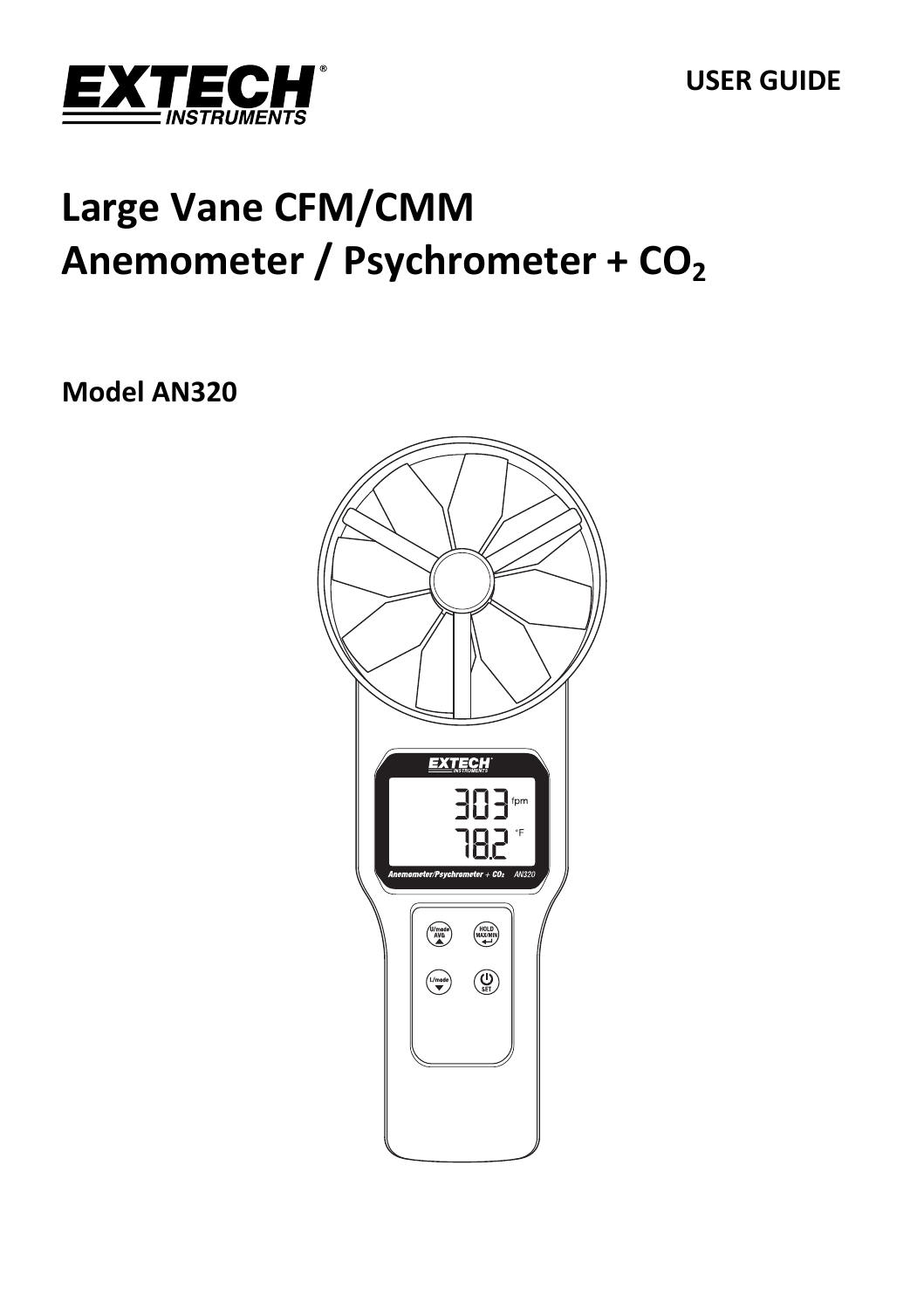EXTECH INSTRUMENTS

USER GUIDE

# Large Vane CFM/CMM Anemometer / Psychrometer + $CO_2$

## Model AN320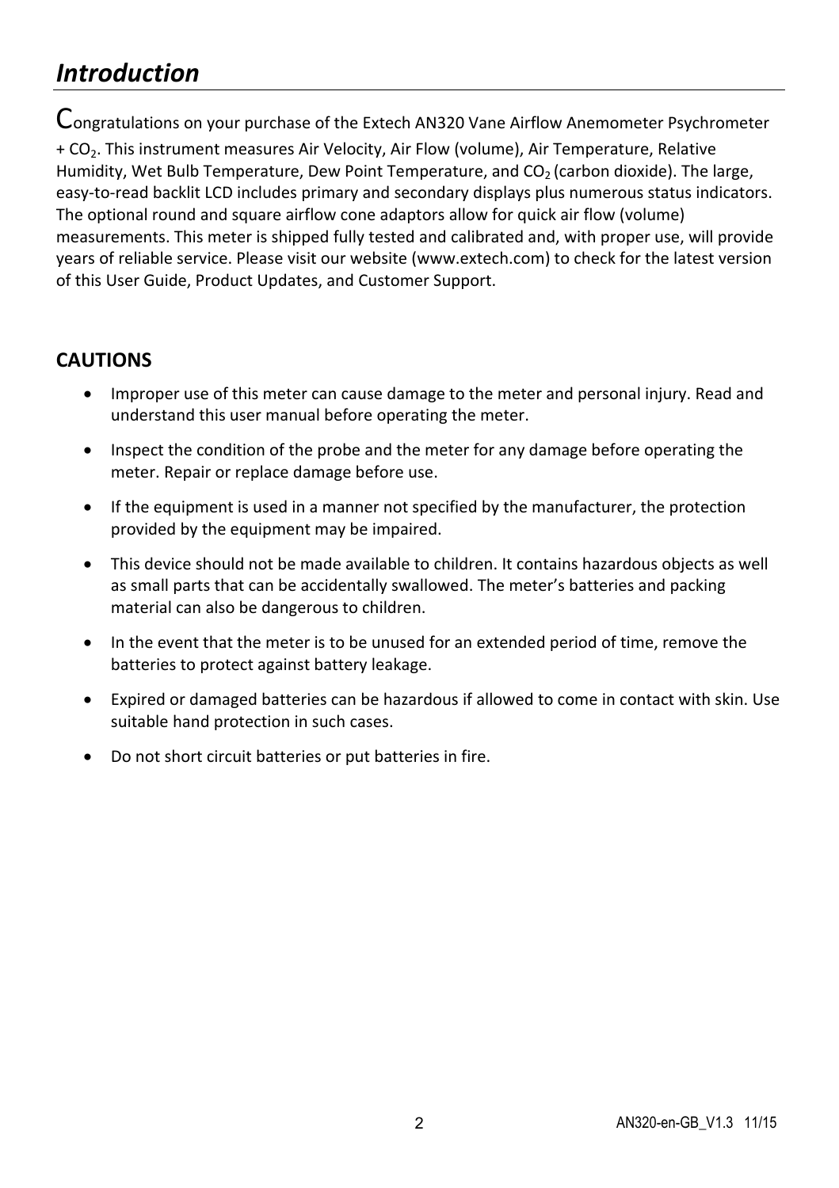# *Introduction*

Congratulations on your purchase of the Extech AN320 Vane Airflow Anemometer Psychrometer + $CO_2$. This instrument measures Air Velocity, Air Flow (volume), Air Temperature, Relative Humidity, Wet Bulb Temperature, Dew Point Temperature, and $CO_2$ (carbon dioxide). The large, easy-to-read backlit LCD includes primary and secondary displays plus numerous status indicators. The optional round and square airflow cone adaptors allow for quick air flow (volume) measurements. This meter is shipped fully tested and calibrated and, with proper use, will provide years of reliable service. Please visit our website (www.extech.com) to check for the latest version of this User Guide, Product Updates, and Customer Support.

## CAUTIONS

- Improper use of this meter can cause damage to the meter and personal injury. Read and understand this user manual before operating the meter.
- Inspect the condition of the probe and the meter for any damage before operating the meter. Repair or replace damage before use.
- If the equipment is used in a manner not specified by the manufacturer, the protection provided by the equipment may be impaired.
- This device should not be made available to children. It contains hazardous objects as well as small parts that can be accidentally swallowed. The meter's batteries and packing material can also be dangerous to children.
- In the event that the meter is to be unused for an extended period of time, remove the batteries to protect against battery leakage.
- Expired or damaged batteries can be hazardous if allowed to come in contact with skin. Use suitable hand protection in such cases.
- Do not short circuit batteries or put batteries in fire.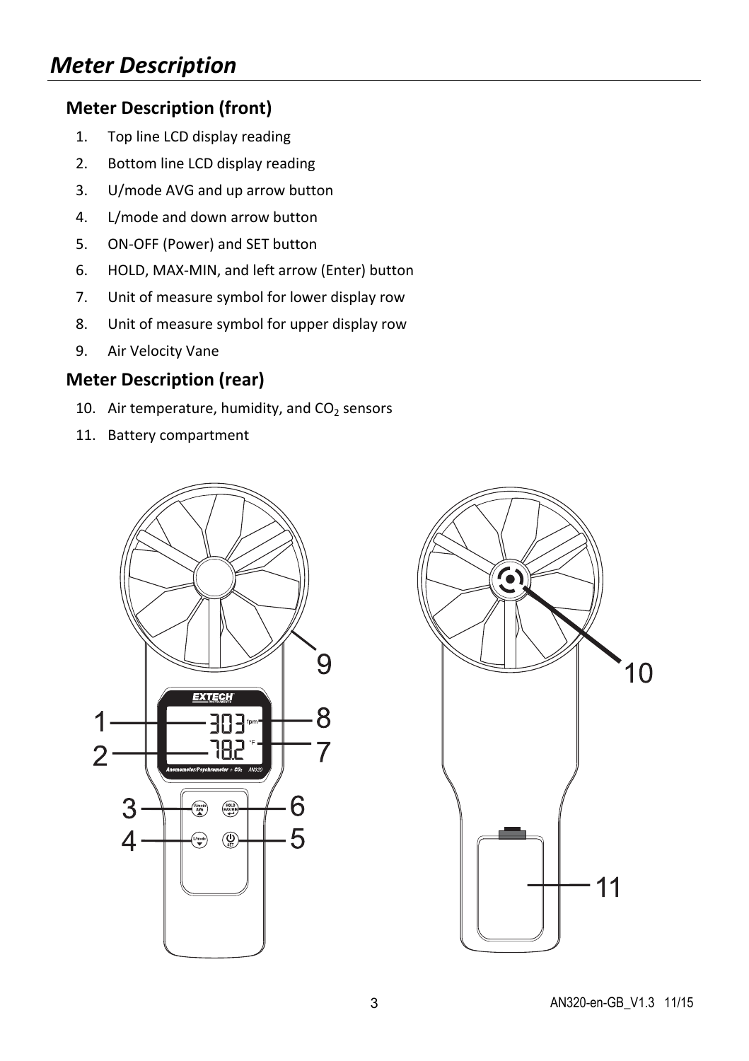# Meter Description

## Meter Description (front)

1. Top line LCD display reading
2. Bottom line LCD display reading
3. U/mode AVG and up arrow button
4. L/mode and down arrow button
5. ON-OFF (Power) and SET button
6. HOLD, MAX-MIN, and left arrow (Enter) button
7. Unit of measure symbol for lower display row
8. Unit of measure symbol for upper display row
9. Air Velocity Vane

## Meter Description (rear)

10. Air temperature, humidity, and $CO_2$ sensors
11. Battery compartment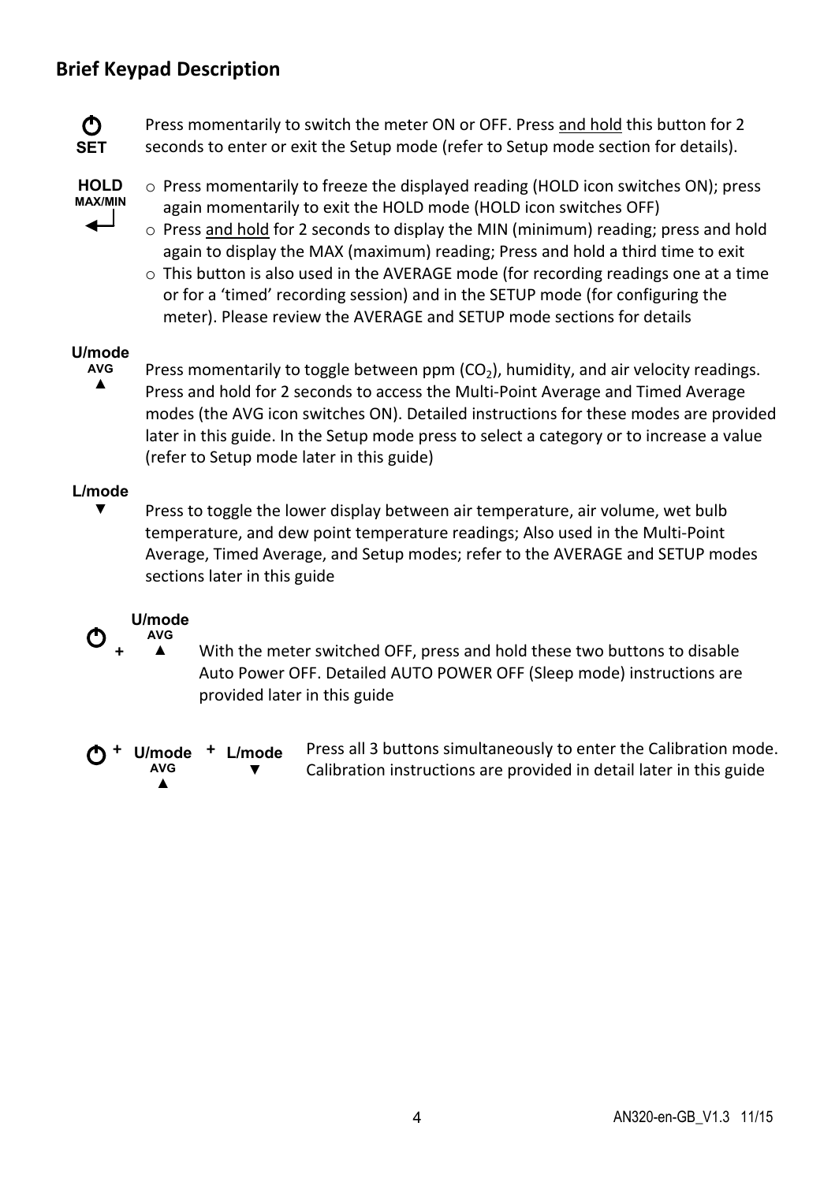## Brief Keypad Description

**⏻ SET** — Press momentarily to switch the meter ON or OFF. Press <u>and hold</u> this button for 2 seconds to enter or exit the Setup mode (refer to Setup mode section for details).

**HOLD MAX/MIN ↵**

- Press momentarily to freeze the displayed reading (HOLD icon switches ON); press again momentarily to exit the HOLD mode (HOLD icon switches OFF)
- Press <u>and hold</u> for 2 seconds to display the MIN (minimum) reading; press and hold again to display the MAX (maximum) reading; Press and hold a third time to exit
- This button is also used in the AVERAGE mode (for recording readings one at a time or for a 'timed' recording session) and in the SETUP mode (for configuring the meter). Please review the AVERAGE and SETUP mode sections for details

**U/mode AVG ▲** — Press momentarily to toggle between ppm ($CO_2$), humidity, and air velocity readings. Press and hold for 2 seconds to access the Multi-Point Average and Timed Average modes (the AVG icon switches ON). Detailed instructions for these modes are provided later in this guide. In the Setup mode press to select a category or to increase a value (refer to Setup mode later in this guide)

**L/mode ▼** — Press to toggle the lower display between air temperature, air volume, wet bulb temperature, and dew point temperature readings; Also used in the Multi-Point Average, Timed Average, and Setup modes; refer to the AVERAGE and SETUP modes sections later in this guide

**⏻ + U/mode AVG ▲** — With the meter switched OFF, press and hold these two buttons to disable Auto Power OFF. Detailed AUTO POWER OFF (Sleep mode) instructions are provided later in this guide

**⏻ + U/mode AVG ▲ + L/mode ▼** — Press all 3 buttons simultaneously to enter the Calibration mode. Calibration instructions are provided in detail later in this guide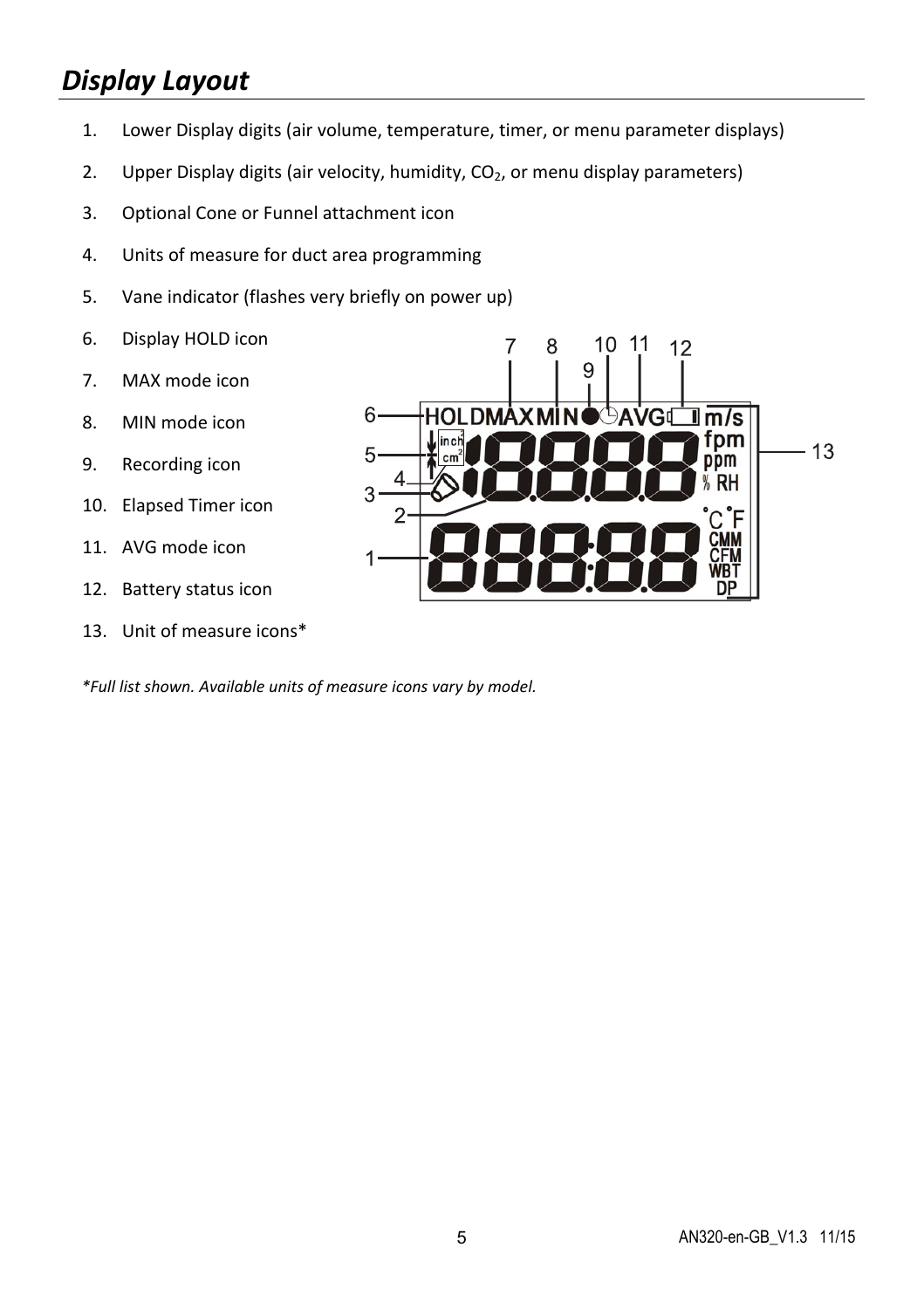## *Display Layout*

1. Lower Display digits (air volume, temperature, timer, or menu parameter displays)
2. Upper Display digits (air velocity, humidity, $CO_2$, or menu display parameters)
3. Optional Cone or Funnel attachment icon
4. Units of measure for duct area programming
5. Vane indicator (flashes very briefly on power up)
6. Display HOLD icon
7. MAX mode icon
8. MIN mode icon
9. Recording icon
10. Elapsed Timer icon
11. AVG mode icon
12. Battery status icon
13. Unit of measure icons*

*\*Full list shown. Available units of measure icons vary by model.*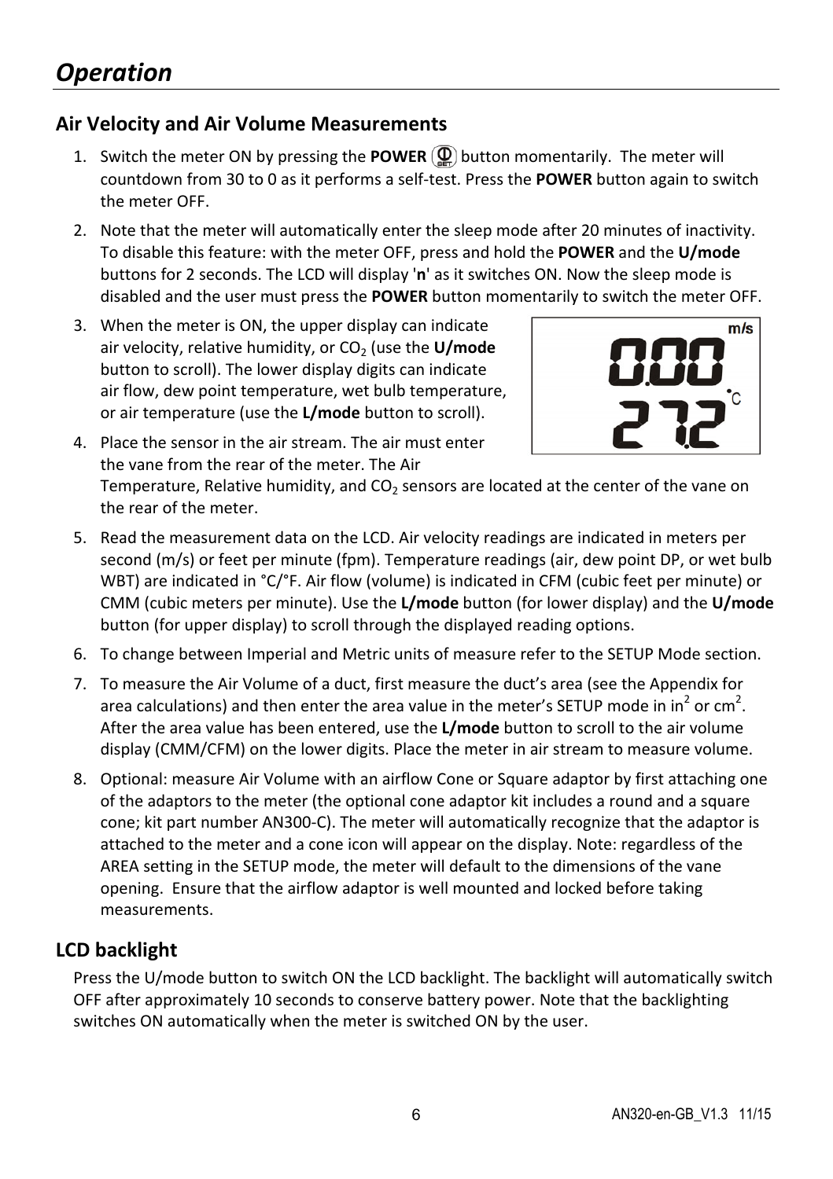# Operation

## Air Velocity and Air Volume Measurements

1. Switch the meter ON by pressing the **POWER** button momentarily. The meter will countdown from 30 to 0 as it performs a self-test. Press the **POWER** button again to switch the meter OFF.
2. Note that the meter will automatically enter the sleep mode after 20 minutes of inactivity. To disable this feature: with the meter OFF, press and hold the **POWER** and the **U/mode** buttons for 2 seconds. The LCD will display '**n**' as it switches ON. Now the sleep mode is disabled and the user must press the **POWER** button momentarily to switch the meter OFF.
3. When the meter is ON, the upper display can indicate air velocity, relative humidity, or $CO_2$ (use the **U/mode** button to scroll). The lower display digits can indicate air flow, dew point temperature, wet bulb temperature, or air temperature (use the **L/mode** button to scroll).
4. Place the sensor in the air stream. The air must enter the vane from the rear of the meter. The Air Temperature, Relative humidity, and $CO_2$ sensors are located at the center of the vane on the rear of the meter.
5. Read the measurement data on the LCD. Air velocity readings are indicated in meters per second (m/s) or feet per minute (fpm). Temperature readings (air, dew point DP, or wet bulb WBT) are indicated in °C/°F. Air flow (volume) is indicated in CFM (cubic feet per minute) or CMM (cubic meters per minute). Use the **L/mode** button (for lower display) and the **U/mode** button (for upper display) to scroll through the displayed reading options.
6. To change between Imperial and Metric units of measure refer to the SETUP Mode section.
7. To measure the Air Volume of a duct, first measure the duct's area (see the Appendix for area calculations) and then enter the area value in the meter's SETUP mode in $in^2$ or $cm^2$. After the area value has been entered, use the **L/mode** button to scroll to the air volume display (CMM/CFM) on the lower digits. Place the meter in air stream to measure volume.
8. Optional: measure Air Volume with an airflow Cone or Square adaptor by first attaching one of the adaptors to the meter (the optional cone adaptor kit includes a round and a square cone; kit part number AN300-C). The meter will automatically recognize that the adaptor is attached to the meter and a cone icon will appear on the display. Note: regardless of the AREA setting in the SETUP mode, the meter will default to the dimensions of the vane opening. Ensure that the airflow adaptor is well mounted and locked before taking measurements.

## LCD backlight

Press the U/mode button to switch ON the LCD backlight. The backlight will automatically switch OFF after approximately 10 seconds to conserve battery power. Note that the backlighting switches ON automatically when the meter is switched ON by the user.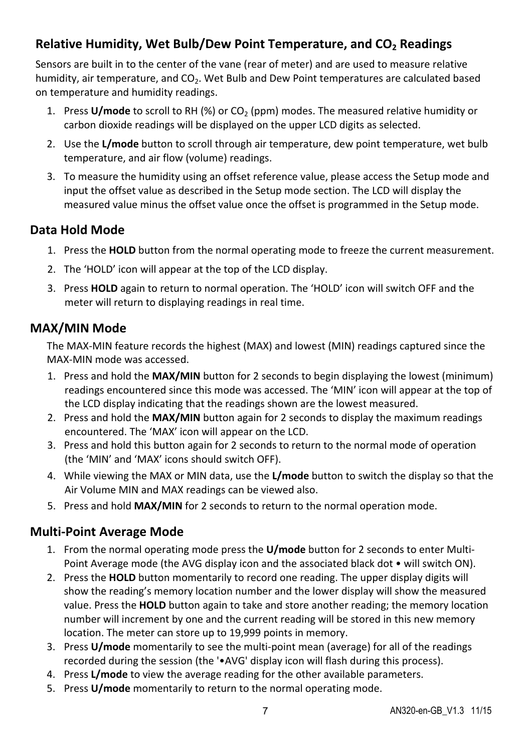## Relative Humidity, Wet Bulb/Dew Point Temperature, and $CO_2$ Readings

Sensors are built in to the center of the vane (rear of meter) and are used to measure relative humidity, air temperature, and $CO_2$. Wet Bulb and Dew Point temperatures are calculated based on temperature and humidity readings.

1. Press **U/mode** to scroll to RH (%) or $CO_2$ (ppm) modes. The measured relative humidity or carbon dioxide readings will be displayed on the upper LCD digits as selected.
2. Use the **L/mode** button to scroll through air temperature, dew point temperature, wet bulb temperature, and air flow (volume) readings.
3. To measure the humidity using an offset reference value, please access the Setup mode and input the offset value as described in the Setup mode section. The LCD will display the measured value minus the offset value once the offset is programmed in the Setup mode.

## Data Hold Mode

1. Press the **HOLD** button from the normal operating mode to freeze the current measurement.
2. The 'HOLD' icon will appear at the top of the LCD display.
3. Press **HOLD** again to return to normal operation. The 'HOLD' icon will switch OFF and the meter will return to displaying readings in real time.

## MAX/MIN Mode

The MAX-MIN feature records the highest (MAX) and lowest (MIN) readings captured since the MAX-MIN mode was accessed.

1. Press and hold the **MAX/MIN** button for 2 seconds to begin displaying the lowest (minimum) readings encountered since this mode was accessed. The 'MIN' icon will appear at the top of the LCD display indicating that the readings shown are the lowest measured.
2. Press and hold the **MAX/MIN** button again for 2 seconds to display the maximum readings encountered. The 'MAX' icon will appear on the LCD.
3. Press and hold this button again for 2 seconds to return to the normal mode of operation (the 'MIN' and 'MAX' icons should switch OFF).
4. While viewing the MAX or MIN data, use the **L/mode** button to switch the display so that the Air Volume MIN and MAX readings can be viewed also.
5. Press and hold **MAX/MIN** for 2 seconds to return to the normal operation mode.

## Multi-Point Average Mode

1. From the normal operating mode press the **U/mode** button for 2 seconds to enter Multi-Point Average mode (the AVG display icon and the associated black dot • will switch ON).
2. Press the **HOLD** button momentarily to record one reading. The upper display digits will show the reading's memory location number and the lower display will show the measured value. Press the **HOLD** button again to take and store another reading; the memory location number will increment by one and the current reading will be stored in this new memory location. The meter can store up to 19,999 points in memory.
3. Press **U/mode** momentarily to see the multi-point mean (average) for all of the readings recorded during the session (the '•AVG' display icon will flash during this process).
4. Press **L/mode** to view the average reading for the other available parameters.
5. Press **U/mode** momentarily to return to the normal operating mode.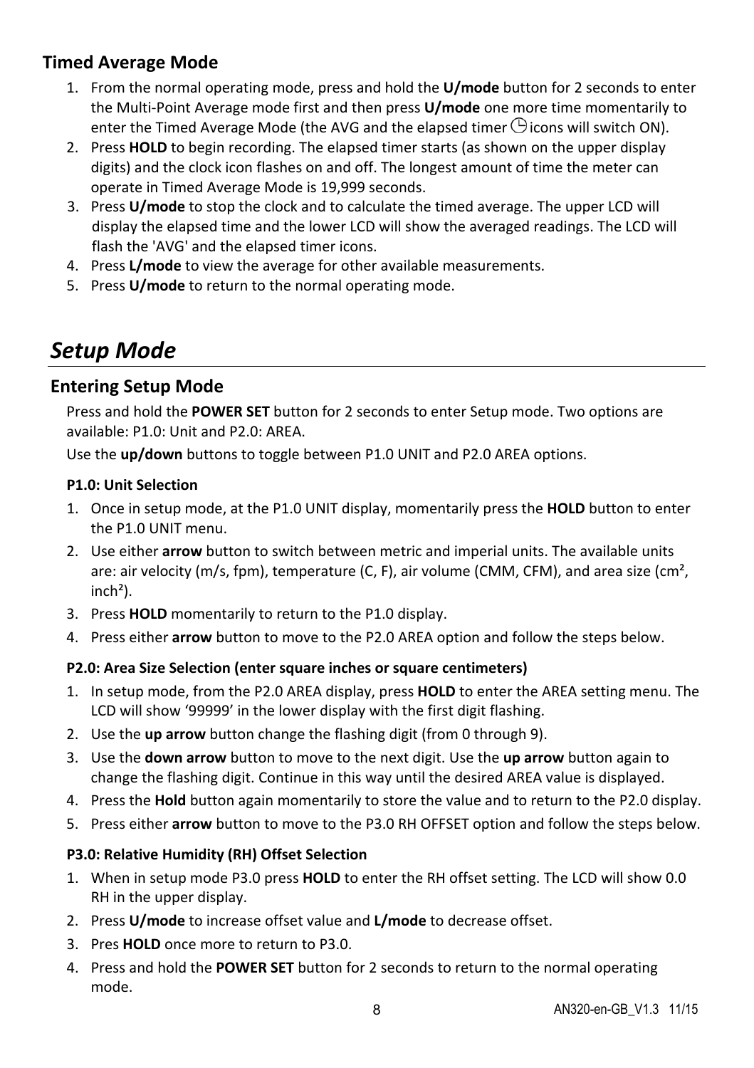### Timed Average Mode

1. From the normal operating mode, press and hold the **U/mode** button for 2 seconds to enter the Multi-Point Average mode first and then press **U/mode** one more time momentarily to enter the Timed Average Mode (the AVG and the elapsed timer ◷ icons will switch ON).
2. Press **HOLD** to begin recording. The elapsed timer starts (as shown on the upper display digits) and the clock icon flashes on and off. The longest amount of time the meter can operate in Timed Average Mode is 19,999 seconds.
3. Press **U/mode** to stop the clock and to calculate the timed average. The upper LCD will display the elapsed time and the lower LCD will show the averaged readings. The LCD will flash the 'AVG' and the elapsed timer icons.
4. Press **L/mode** to view the average for other available measurements.
5. Press **U/mode** to return to the normal operating mode.

## *Setup Mode*

### Entering Setup Mode

Press and hold the **POWER SET** button for 2 seconds to enter Setup mode. Two options are available: P1.0: Unit and P2.0: AREA.

Use the **up/down** buttons to toggle between P1.0 UNIT and P2.0 AREA options.

#### P1.0: Unit Selection

1. Once in setup mode, at the P1.0 UNIT display, momentarily press the **HOLD** button to enter the P1.0 UNIT menu.
2. Use either **arrow** button to switch between metric and imperial units. The available units are: air velocity (m/s, fpm), temperature (C, F), air volume (CMM, CFM), and area size ($cm^2$, $inch^2$).
3. Press **HOLD** momentarily to return to the P1.0 display.
4. Press either **arrow** button to move to the P2.0 AREA option and follow the steps below.

#### P2.0: Area Size Selection (enter square inches or square centimeters)

1. In setup mode, from the P2.0 AREA display, press **HOLD** to enter the AREA setting menu. The LCD will show '99999' in the lower display with the first digit flashing.
2. Use the **up arrow** button change the flashing digit (from 0 through 9).
3. Use the **down arrow** button to move to the next digit. Use the **up arrow** button again to change the flashing digit. Continue in this way until the desired AREA value is displayed.
4. Press the **Hold** button again momentarily to store the value and to return to the P2.0 display.
5. Press either **arrow** button to move to the P3.0 RH OFFSET option and follow the steps below.

#### P3.0: Relative Humidity (RH) Offset Selection

1. When in setup mode P3.0 press **HOLD** to enter the RH offset setting. The LCD will show 0.0 RH in the upper display.
2. Press **U/mode** to increase offset value and **L/mode** to decrease offset.
3. Pres **HOLD** once more to return to P3.0.
4. Press and hold the **POWER SET** button for 2 seconds to return to the normal operating mode.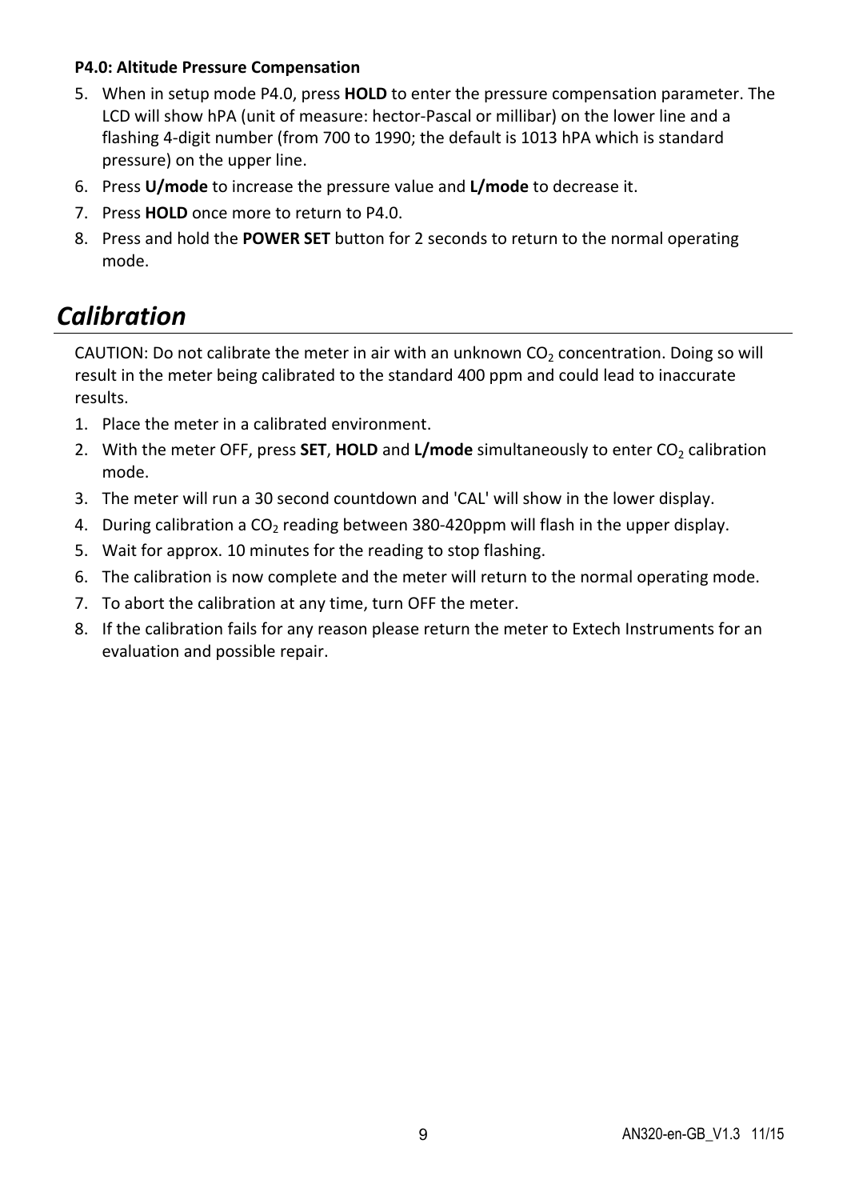**P4.0: Altitude Pressure Compensation**

5. When in setup mode P4.0, press **HOLD** to enter the pressure compensation parameter. The LCD will show hPA (unit of measure: hector-Pascal or millibar) on the lower line and a flashing 4-digit number (from 700 to 1990; the default is 1013 hPA which is standard pressure) on the upper line.
6. Press **U/mode** to increase the pressure value and **L/mode** to decrease it.
7. Press **HOLD** once more to return to P4.0.
8. Press and hold the **POWER SET** button for 2 seconds to return to the normal operating mode.

## *Calibration*

CAUTION: Do not calibrate the meter in air with an unknown $CO_2$ concentration. Doing so will result in the meter being calibrated to the standard 400 ppm and could lead to inaccurate results.

1. Place the meter in a calibrated environment.
2. With the meter OFF, press **SET**, **HOLD** and **L/mode** simultaneously to enter $CO_2$ calibration mode.
3. The meter will run a 30 second countdown and 'CAL' will show in the lower display.
4. During calibration a $CO_2$ reading between 380-420ppm will flash in the upper display.
5. Wait for approx. 10 minutes for the reading to stop flashing.
6. The calibration is now complete and the meter will return to the normal operating mode.
7. To abort the calibration at any time, turn OFF the meter.
8. If the calibration fails for any reason please return the meter to Extech Instruments for an evaluation and possible repair.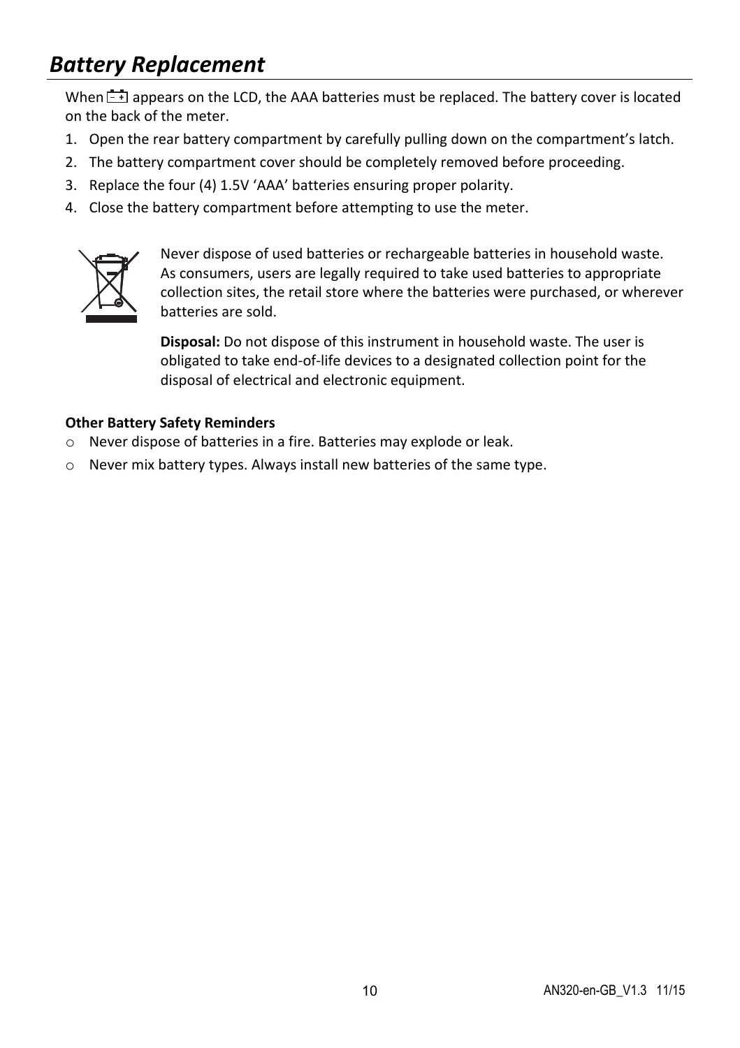# *Battery Replacement*

When [battery icon] appears on the LCD, the AAA batteries must be replaced. The battery cover is located on the back of the meter.

1. Open the rear battery compartment by carefully pulling down on the compartment's latch.
2. The battery compartment cover should be completely removed before proceeding.
3. Replace the four (4) 1.5V 'AAA' batteries ensuring proper polarity.
4. Close the battery compartment before attempting to use the meter.

Never dispose of used batteries or rechargeable batteries in household waste. As consumers, users are legally required to take used batteries to appropriate collection sites, the retail store where the batteries were purchased, or wherever batteries are sold.

**Disposal:** Do not dispose of this instrument in household waste. The user is obligated to take end-of-life devices to a designated collection point for the disposal of electrical and electronic equipment.

**Other Battery Safety Reminders**

- Never dispose of batteries in a fire. Batteries may explode or leak.
- Never mix battery types. Always install new batteries of the same type.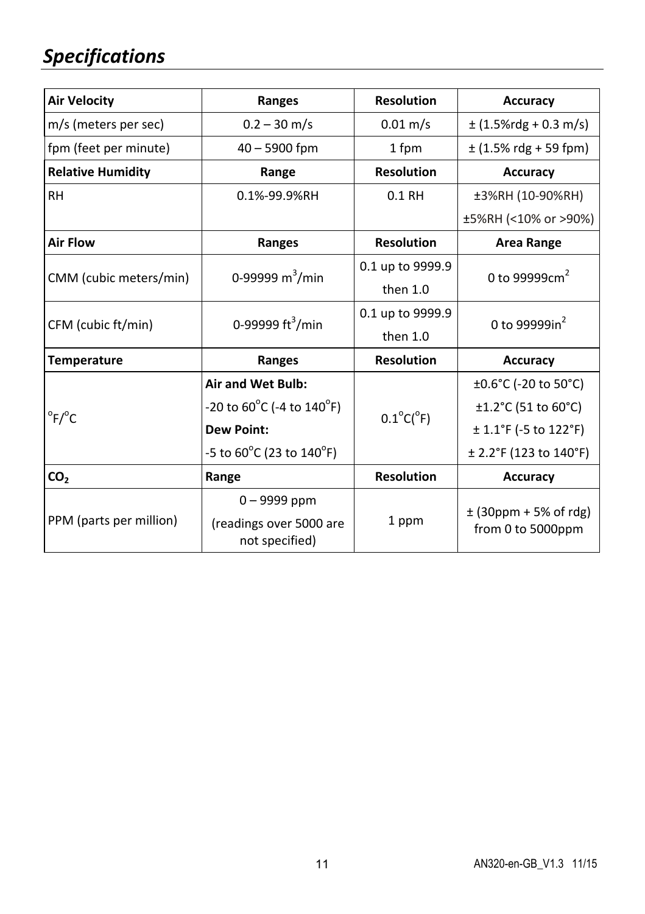# *Specifications*

| **Air Velocity** | **Ranges** | **Resolution** | **Accuracy** |
|---|---|---|---|
| m/s (meters per sec) | 0.2 – 30 m/s | 0.01 m/s | ± (1.5%rdg + 0.3 m/s) |
| fpm (feet per minute) | 40 – 5900 fpm | 1 fpm | ± (1.5% rdg + 59 fpm) |
| **Relative Humidity** | **Range** | **Resolution** | **Accuracy** |
| RH | 0.1%-99.9%RH | 0.1 RH | ±3%RH (10-90%RH)<br>±5%RH (<10% or >90%) |
| **Air Flow** | **Ranges** | **Resolution** | **Area Range** |
| CMM (cubic meters/min) | 0-99999 $m^3$/min | 0.1 up to 9999.9<br>then 1.0 | 0 to 99999$cm^2$ |
| CFM (cubic ft/min) | 0-99999 $ft^3$/min | 0.1 up to 9999.9<br>then 1.0 | 0 to 99999$in^2$ |
| **Temperature** | **Ranges** | **Resolution** | **Accuracy** |
| °F/°C | **Air and Wet Bulb:**<br>-20 to 60°C (-4 to 140°F)<br>**Dew Point:**<br>-5 to 60°C (23 to 140°F) | 0.1°C(°F) | ±0.6°C (-20 to 50°C)<br>±1.2°C (51 to 60°C)<br>± 1.1°F (-5 to 122°F)<br>± 2.2°F (123 to 140°F) |
| **$CO_2$** | **Range** | **Resolution** | **Accuracy** |
| PPM (parts per million) | 0 – 9999 ppm<br>(readings over 5000 are not specified) | 1 ppm | ± (30ppm + 5% of rdg) from 0 to 5000ppm |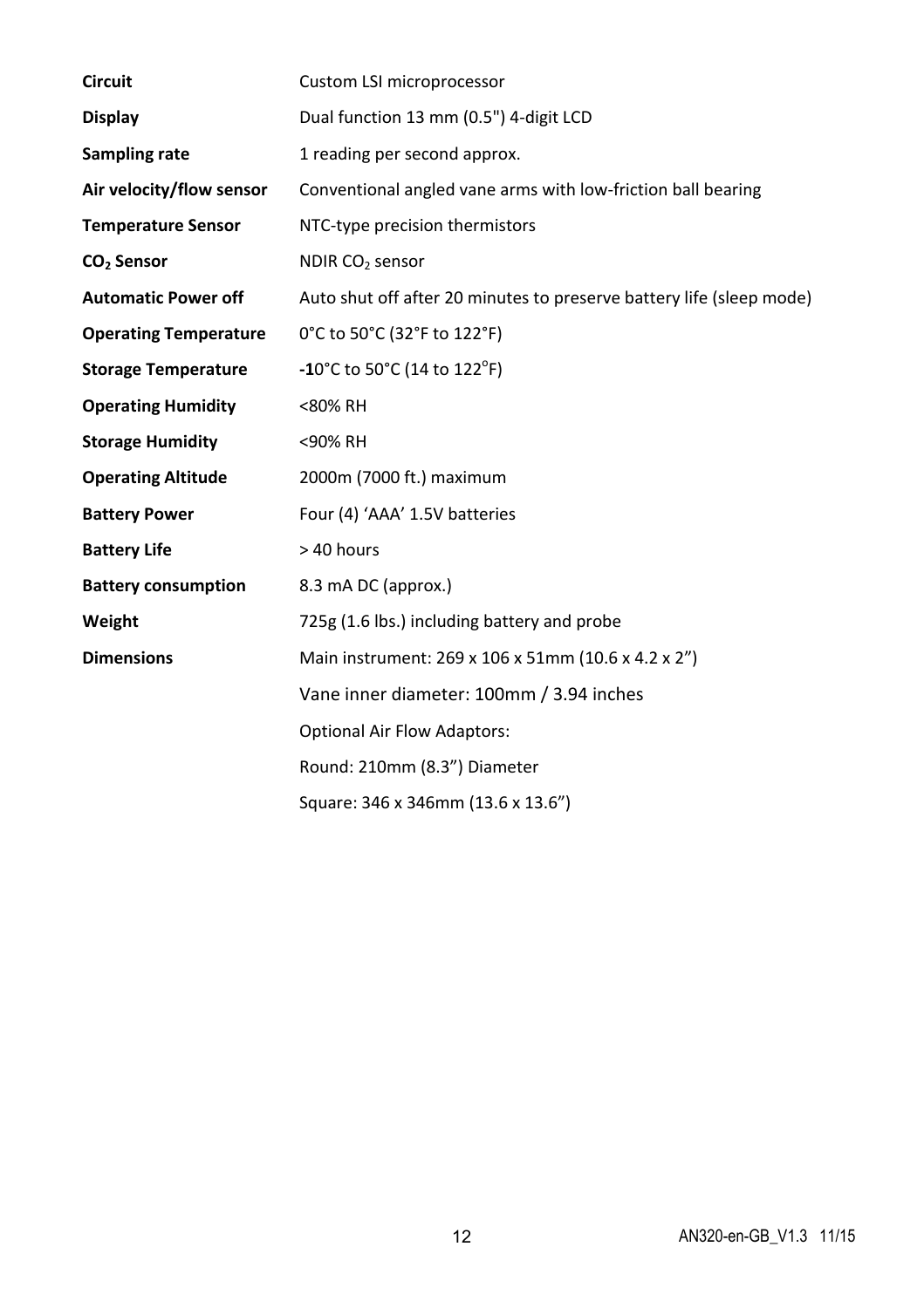| | |
|---|---|
| **Circuit** | Custom LSI microprocessor |
| **Display** | Dual function 13 mm (0.5") 4-digit LCD |
| **Sampling rate** | 1 reading per second approx. |
| **Air velocity/flow sensor** | Conventional angled vane arms with low-friction ball bearing |
| **Temperature Sensor** | NTC-type precision thermistors |
| **$CO_2$ Sensor** | NDIR $CO_2$ sensor |
| **Automatic Power off** | Auto shut off after 20 minutes to preserve battery life (sleep mode) |
| **Operating Temperature** | 0°C to 50°C (32°F to 122°F) |
| **Storage Temperature** | **-1**0°C to 50°C (14 to 122°F) |
| **Operating Humidity** | <80% RH |
| **Storage Humidity** | <90% RH |
| **Operating Altitude** | 2000m (7000 ft.) maximum |
| **Battery Power** | Four (4) 'AAA' 1.5V batteries |
| **Battery Life** | > 40 hours |
| **Battery consumption** | 8.3 mA DC (approx.) |
| **Weight** | 725g (1.6 lbs.) including battery and probe |
| **Dimensions** | Main instrument: 269 x 106 x 51mm (10.6 x 4.2 x 2") |
| | Vane inner diameter: 100mm / 3.94 inches |
| | Optional Air Flow Adaptors: |
| | Round: 210mm (8.3") Diameter |
| | Square: 346 x 346mm (13.6 x 13.6") |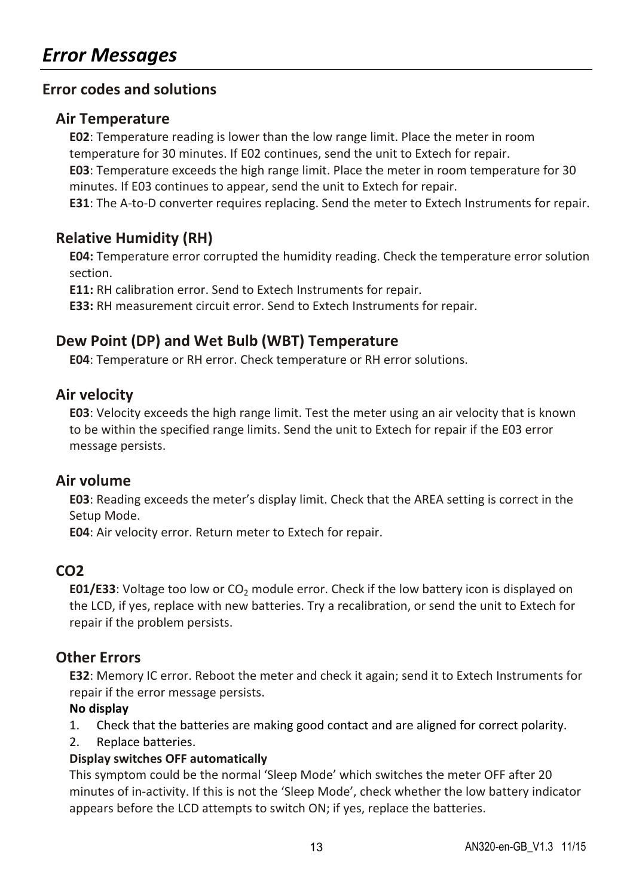# *Error Messages*

## Error codes and solutions

### Air Temperature

**E02**: Temperature reading is lower than the low range limit. Place the meter in room temperature for 30 minutes. If E02 continues, send the unit to Extech for repair.

**E03**: Temperature exceeds the high range limit. Place the meter in room temperature for 30 minutes. If E03 continues to appear, send the unit to Extech for repair.

**E31**: The A-to-D converter requires replacing. Send the meter to Extech Instruments for repair.

### Relative Humidity (RH)

**E04:** Temperature error corrupted the humidity reading. Check the temperature error solution section.

**E11:** RH calibration error. Send to Extech Instruments for repair.

**E33:** RH measurement circuit error. Send to Extech Instruments for repair.

### Dew Point (DP) and Wet Bulb (WBT) Temperature

**E04**: Temperature or RH error. Check temperature or RH error solutions.

### Air velocity

**E03**: Velocity exceeds the high range limit. Test the meter using an air velocity that is known to be within the specified range limits. Send the unit to Extech for repair if the E03 error message persists.

### Air volume

**E03**: Reading exceeds the meter's display limit. Check that the AREA setting is correct in the Setup Mode.

**E04**: Air velocity error. Return meter to Extech for repair.

### CO2

**E01/E33**: Voltage too low or $CO_2$ module error. Check if the low battery icon is displayed on the LCD, if yes, replace with new batteries. Try a recalibration, or send the unit to Extech for repair if the problem persists.

### Other Errors

**E32**: Memory IC error. Reboot the meter and check it again; send it to Extech Instruments for repair if the error message persists.

**No display**

1. Check that the batteries are making good contact and are aligned for correct polarity.
2. Replace batteries.

**Display switches OFF automatically**

This symptom could be the normal 'Sleep Mode' which switches the meter OFF after 20 minutes of in-activity. If this is not the 'Sleep Mode', check whether the low battery indicator appears before the LCD attempts to switch ON; if yes, replace the batteries.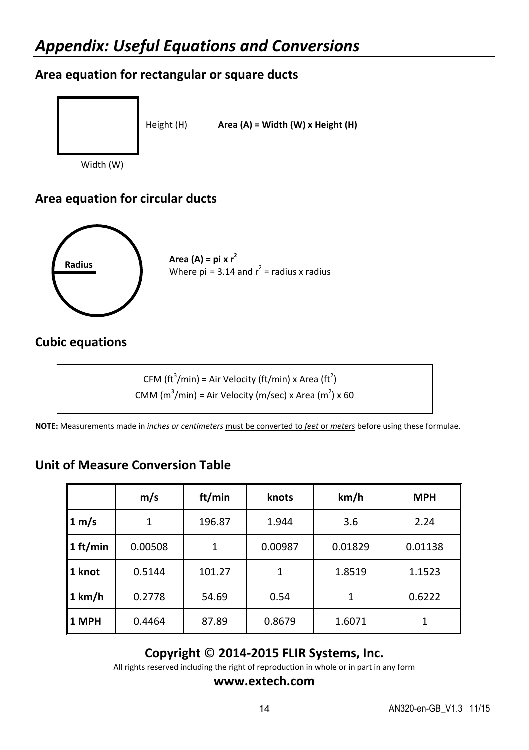# Appendix: Useful Equations and Conversions

## Area equation for rectangular or square ducts

Height (H)

Width (W)

**Area (A) = Width (W) x Height (H)**

## Area equation for circular ducts

Radius

**Area (A) = pi x $r^2$**
Where pi = 3.14 and $r^2$ = radius x radius

## Cubic equations

CFM ($ft^3$/min) = Air Velocity (ft/min) x Area ($ft^2$)

CMM ($m^3$/min) = Air Velocity (m/sec) x Area ($m^2$) x 60

**NOTE:** Measurements made in *inches or centimeters* must be converted to *feet* or *meters* before using these formulae.

## Unit of Measure Conversion Table

| | m/s | ft/min | knots | km/h | MPH |
|---|---|---|---|---|---|
| **1 m/s** | 1 | 196.87 | 1.944 | 3.6 | 2.24 |
| **1 ft/min** | 0.00508 | 1 | 0.00987 | 0.01829 | 0.01138 |
| **1 knot** | 0.5144 | 101.27 | 1 | 1.8519 | 1.1523 |
| **1 km/h** | 0.2778 | 54.69 | 0.54 | 1 | 0.6222 |
| **1 MPH** | 0.4464 | 87.89 | 0.8679 | 1.6071 | 1 |

**Copyright © 2014-2015 FLIR Systems, Inc.**

All rights reserved including the right of reproduction in whole or in part in any form

**www.extech.com**

AN320-en-GB_V1.3 11/15